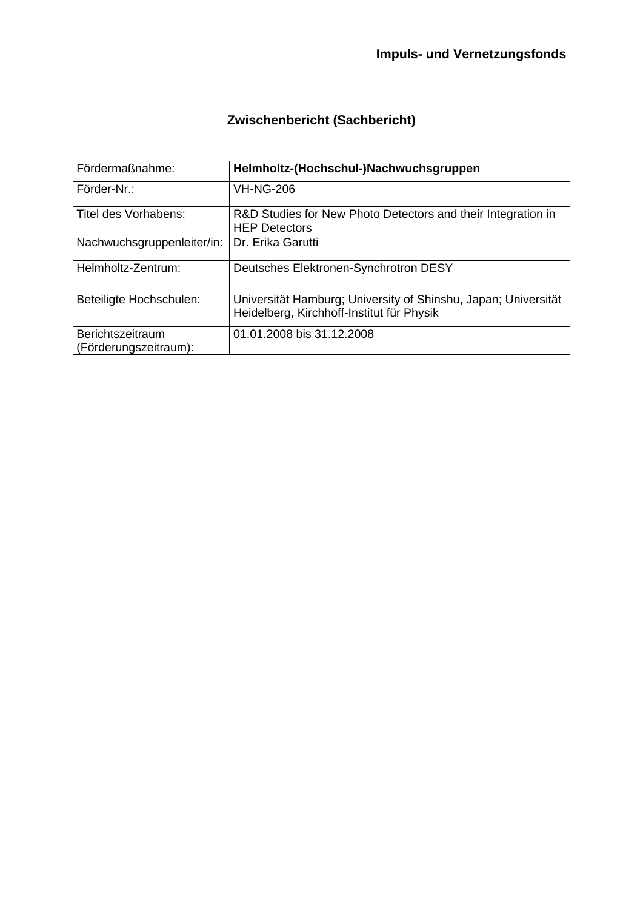**Impuls- und Vernetzungsfonds**

# Zwischenbericht (Sachbericht)

| Fördermaßnahme: | **Helmholtz-(Hochschul-)Nachwuchsgruppen** |
|---|---|
| Förder-Nr.: | VH-NG-206 |
| Titel des Vorhabens: | R&D Studies for New Photo Detectors and their Integration in HEP Detectors |
| Nachwuchsgruppenleiter/in: | Dr. Erika Garutti |
| Helmholtz-Zentrum: | Deutsches Elektronen-Synchrotron DESY |
| Beteiligte Hochschulen: | Universität Hamburg; University of Shinshu, Japan; Universität Heidelberg, Kirchhoff-Institut für Physik |
| Berichtszeitraum (Förderungszeitraum): | 01.01.2008 bis 31.12.2008 |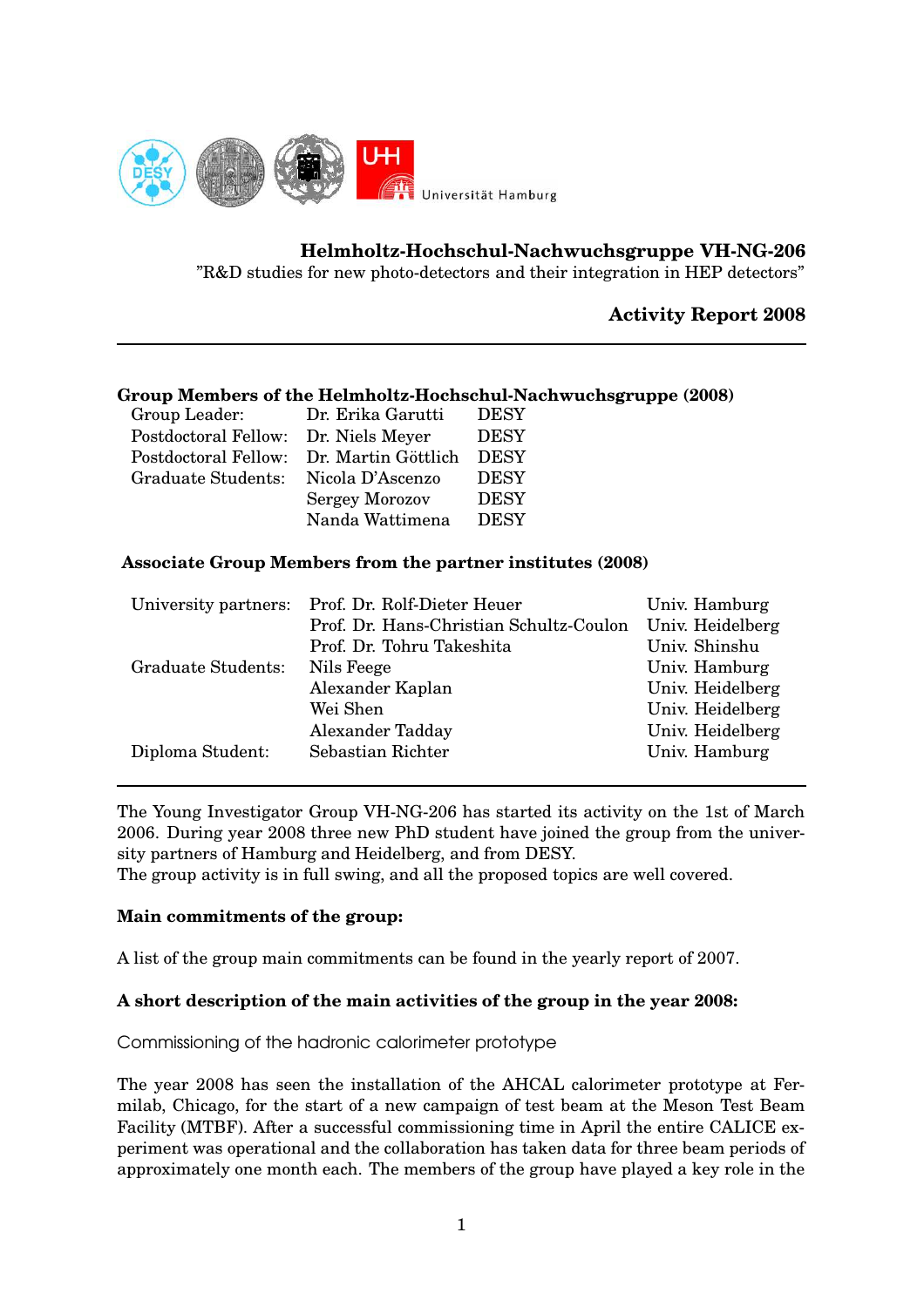**Helmholtz-Hochschul-Nachwuchsgruppe VH-NG-206**
"R&D studies for new photo-detectors and their integration in HEP detectors"

**Activity Report 2008**

---

**Group Members of the Helmholtz-Hochschul-Nachwuchsgruppe (2008)**

| | | |
|---|---|---|
| Group Leader: | Dr. Erika Garutti | DESY |
| Postdoctoral Fellow: | Dr. Niels Meyer | DESY |
| Postdoctoral Fellow: | Dr. Martin Göttlich | DESY |
| Graduate Students: | Nicola D'Ascenzo | DESY |
| | Sergey Morozov | DESY |
| | Nanda Wattimena | DESY |

**Associate Group Members from the partner institutes (2008)**

| | | |
|---|---|---|
| University partners: | Prof. Dr. Rolf-Dieter Heuer | Univ. Hamburg |
| | Prof. Dr. Hans-Christian Schultz-Coulon | Univ. Heidelberg |
| | Prof. Dr. Tohru Takeshita | Univ. Shinshu |
| Graduate Students: | Nils Feege | Univ. Hamburg |
| | Alexander Kaplan | Univ. Heidelberg |
| | Wei Shen | Univ. Heidelberg |
| | Alexander Tadday | Univ. Heidelberg |
| Diploma Student: | Sebastian Richter | Univ. Hamburg |

---

The Young Investigator Group VH-NG-206 has started its activity on the 1st of March 2006. During year 2008 three new PhD student have joined the group from the university partners of Hamburg and Heidelberg, and from DESY.
The group activity is in full swing, and all the proposed topics are well covered.

**Main commitments of the group:**

A list of the group main commitments can be found in the yearly report of 2007.

**A short description of the main activities of the group in the year 2008:**

Commissioning of the hadronic calorimeter prototype

The year 2008 has seen the installation of the AHCAL calorimeter prototype at Fermilab, Chicago, for the start of a new campaign of test beam at the Meson Test Beam Facility (MTBF). After a successful commissioning time in April the entire CALICE experiment was operational and the collaboration has taken data for three beam periods of approximately one month each. The members of the group have played a key role in the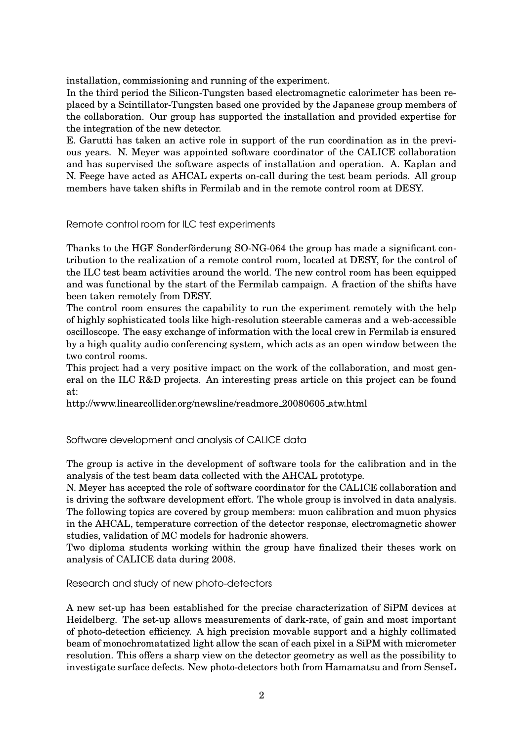installation, commissioning and running of the experiment.

In the third period the Silicon-Tungsten based electromagnetic calorimeter has been replaced by a Scintillator-Tungsten based one provided by the Japanese group members of the collaboration. Our group has supported the installation and provided expertise for the integration of the new detector.

E. Garutti has taken an active role in support of the run coordination as in the previous years. N. Meyer was appointed software coordinator of the CALICE collaboration and has supervised the software aspects of installation and operation. A. Kaplan and N. Feege have acted as AHCAL experts on-call during the test beam periods. All group members have taken shifts in Fermilab and in the remote control room at DESY.

### Remote control room for ILC test experiments

Thanks to the HGF Sonderförderung SO-NG-064 the group has made a significant contribution to the realization of a remote control room, located at DESY, for the control of the ILC test beam activities around the world. The new control room has been equipped and was functional by the start of the Fermilab campaign. A fraction of the shifts have been taken remotely from DESY.

The control room ensures the capability to run the experiment remotely with the help of highly sophisticated tools like high-resolution steerable cameras and a web-accessible oscilloscope. The easy exchange of information with the local crew in Fermilab is ensured by a high quality audio conferencing system, which acts as an open window between the two control rooms.

This project had a very positive impact on the work of the collaboration, and most general on the ILC R&D projects. An interesting press article on this project can be found at:

http://www.linearcollider.org/newsline/readmore_20080605_atw.html

### Software development and analysis of CALICE data

The group is active in the development of software tools for the calibration and in the analysis of the test beam data collected with the AHCAL prototype.

N. Meyer has accepted the role of software coordinator for the CALICE collaboration and is driving the software development effort. The whole group is involved in data analysis. The following topics are covered by group members: muon calibration and muon physics in the AHCAL, temperature correction of the detector response, electromagnetic shower studies, validation of MC models for hadronic showers.

Two diploma students working within the group have finalized their theses work on analysis of CALICE data during 2008.

### Research and study of new photo-detectors

A new set-up has been established for the precise characterization of SiPM devices at Heidelberg. The set-up allows measurements of dark-rate, of gain and most important of photo-detection efficiency. A high precision movable support and a highly collimated beam of monochromatatized light allow the scan of each pixel in a SiPM with micrometer resolution. This offers a sharp view on the detector geometry as well as the possibility to investigate surface defects. New photo-detectors both from Hamamatsu and from SenseL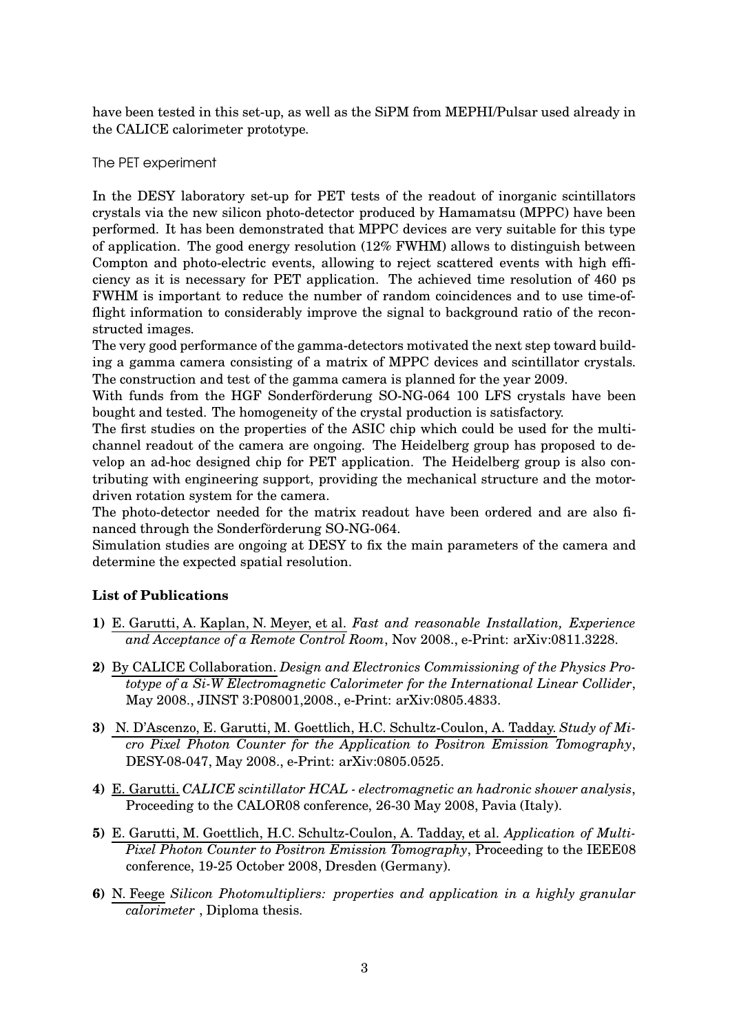have been tested in this set-up, as well as the SiPM from MEPHI/Pulsar used already in the CALICE calorimeter prototype.

### The PET experiment

In the DESY laboratory set-up for PET tests of the readout of inorganic scintillators crystals via the new silicon photo-detector produced by Hamamatsu (MPPC) have been performed. It has been demonstrated that MPPC devices are very suitable for this type of application. The good energy resolution (12% FWHM) allows to distinguish between Compton and photo-electric events, allowing to reject scattered events with high efficiency as it is necessary for PET application. The achieved time resolution of 460 ps FWHM is important to reduce the number of random coincidences and to use time-of-flight information to considerably improve the signal to background ratio of the reconstructed images.
The very good performance of the gamma-detectors motivated the next step toward building a gamma camera consisting of a matrix of MPPC devices and scintillator crystals. The construction and test of the gamma camera is planned for the year 2009.
With funds from the HGF Sonderförderung SO-NG-064 100 LFS crystals have been bought and tested. The homogeneity of the crystal production is satisfactory.
The first studies on the properties of the ASIC chip which could be used for the multi-channel readout of the camera are ongoing. The Heidelberg group has proposed to develop an ad-hoc designed chip for PET application. The Heidelberg group is also contributing with engineering support, providing the mechanical structure and the motor-driven rotation system for the camera.
The photo-detector needed for the matrix readout have been ordered and are also financed through the Sonderförderung SO-NG-064.
Simulation studies are ongoing at DESY to fix the main parameters of the camera and determine the expected spatial resolution.

**List of Publications**

**1)** E. Garutti, A. Kaplan, N. Meyer, et al. *Fast and reasonable Installation, Experience and Acceptance of a Remote Control Room*, Nov 2008., e-Print: arXiv:0811.3228.

**2)** By CALICE Collaboration. *Design and Electronics Commissioning of the Physics Prototype of a Si-W Electromagnetic Calorimeter for the International Linear Collider*, May 2008., JINST 3:P08001,2008., e-Print: arXiv:0805.4833.

**3)** N. D'Ascenzo, E. Garutti, M. Goettlich, H.C. Schultz-Coulon, A. Tadday. *Study of Micro Pixel Photon Counter for the Application to Positron Emission Tomography*, DESY-08-047, May 2008., e-Print: arXiv:0805.0525.

**4)** E. Garutti. *CALICE scintillator HCAL - electromagnetic an hadronic shower analysis*, Proceeding to the CALOR08 conference, 26-30 May 2008, Pavia (Italy).

**5)** E. Garutti, M. Goettlich, H.C. Schultz-Coulon, A. Tadday, et al. *Application of Multi-Pixel Photon Counter to Positron Emission Tomography*, Proceeding to the IEEE08 conference, 19-25 October 2008, Dresden (Germany).

**6)** N. Feege *Silicon Photomultipliers: properties and application in a highly granular calorimeter* , Diploma thesis.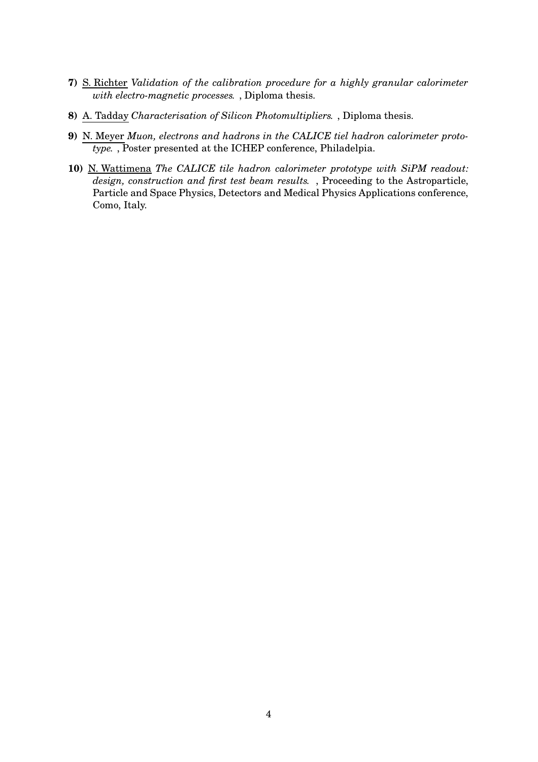**7)** S. Richter *Validation of the calibration procedure for a highly granular calorimeter with electro-magnetic processes.* , Diploma thesis.

**8)** A. Tadday *Characterisation of Silicon Photomultipliers.* , Diploma thesis.

**9)** N. Meyer *Muon, electrons and hadrons in the CALICE tiel hadron calorimeter prototype.* , Poster presented at the ICHEP conference, Philadelpia.

**10)** N. Wattimena *The CALICE tile hadron calorimeter prototype with SiPM readout: design, construction and first test beam results.* , Proceeding to the Astroparticle, Particle and Space Physics, Detectors and Medical Physics Applications conference, Como, Italy.